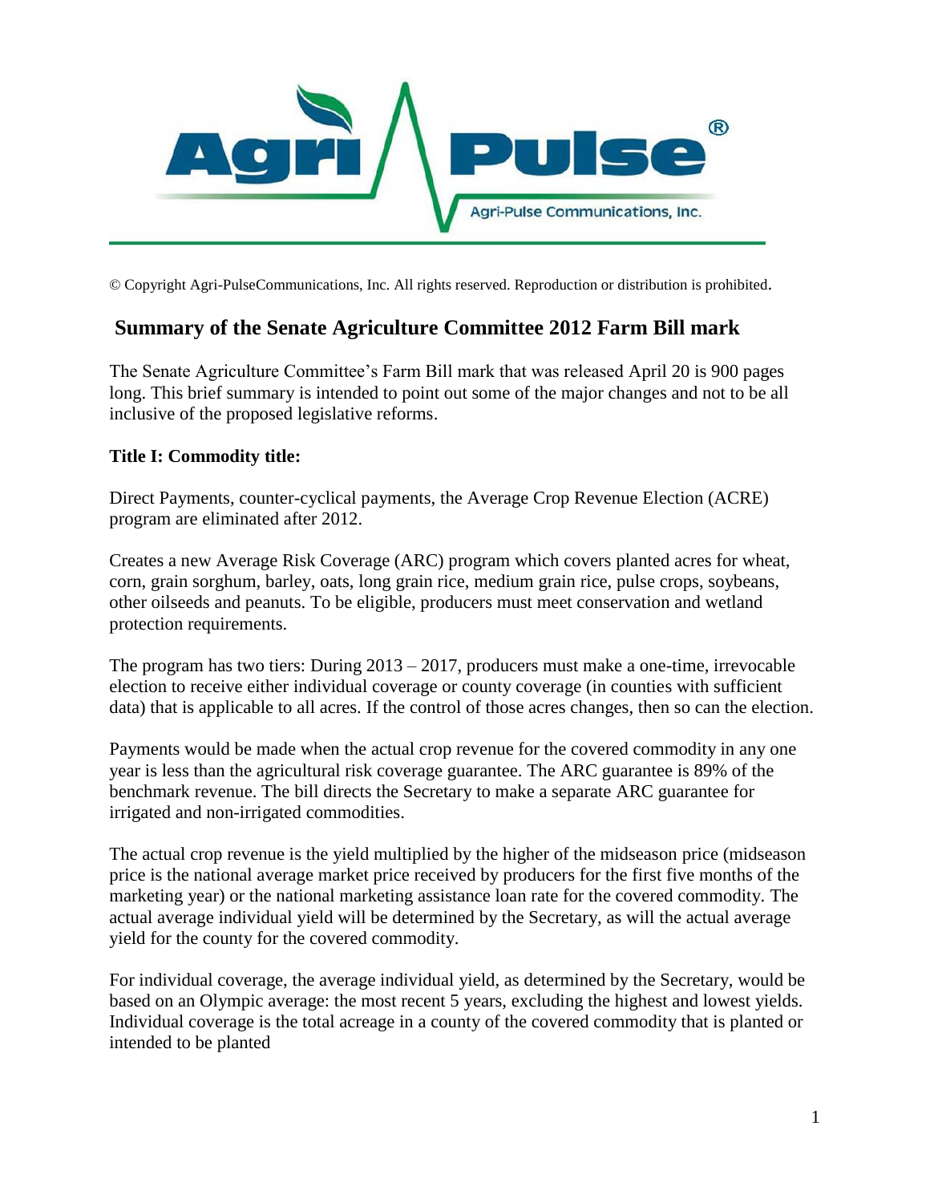© Copyright Agri-PulseCommunications, Inc. All rights reserved. Reproduction or distribution is prohibited.

# Summary of the Senate Agriculture Committee 2012 Farm Bill mark

The Senate Agriculture Committee's Farm Bill mark that was released April 20 is 900 pages long. This brief summary is intended to point out some of the major changes and not to be all inclusive of the proposed legislative reforms.

**Title I: Commodity title:**

Direct Payments, counter-cyclical payments, the Average Crop Revenue Election (ACRE) program are eliminated after 2012.

Creates a new Average Risk Coverage (ARC) program which covers planted acres for wheat, corn, grain sorghum, barley, oats, long grain rice, medium grain rice, pulse crops, soybeans, other oilseeds and peanuts. To be eligible, producers must meet conservation and wetland protection requirements.

The program has two tiers: During 2013 – 2017, producers must make a one-time, irrevocable election to receive either individual coverage or county coverage (in counties with sufficient data) that is applicable to all acres. If the control of those acres changes, then so can the election.

Payments would be made when the actual crop revenue for the covered commodity in any one year is less than the agricultural risk coverage guarantee. The ARC guarantee is 89% of the benchmark revenue. The bill directs the Secretary to make a separate ARC guarantee for irrigated and non-irrigated commodities.

The actual crop revenue is the yield multiplied by the higher of the midseason price (midseason price is the national average market price received by producers for the first five months of the marketing year) or the national marketing assistance loan rate for the covered commodity. The actual average individual yield will be determined by the Secretary, as will the actual average yield for the county for the covered commodity.

For individual coverage, the average individual yield, as determined by the Secretary, would be based on an Olympic average: the most recent 5 years, excluding the highest and lowest yields. Individual coverage is the total acreage in a county of the covered commodity that is planted or intended to be planted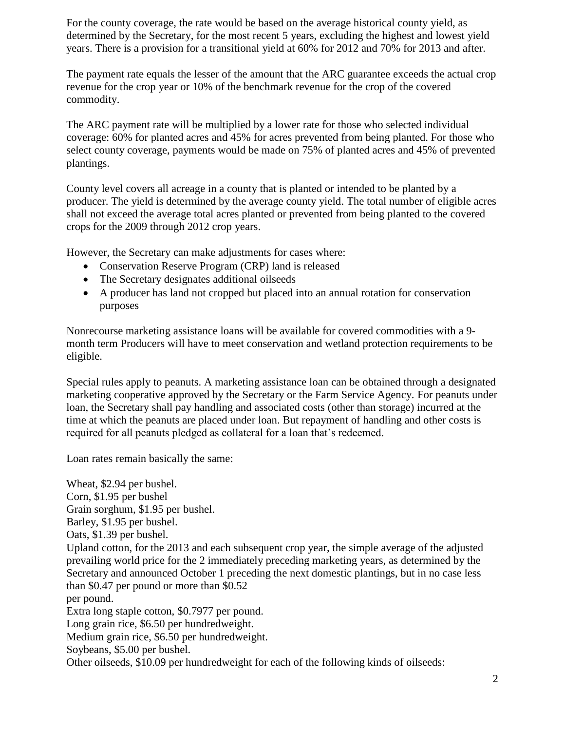For the county coverage, the rate would be based on the average historical county yield, as determined by the Secretary, for the most recent 5 years, excluding the highest and lowest yield years. There is a provision for a transitional yield at 60% for 2012 and 70% for 2013 and after.

The payment rate equals the lesser of the amount that the ARC guarantee exceeds the actual crop revenue for the crop year or 10% of the benchmark revenue for the crop of the covered commodity.

The ARC payment rate will be multiplied by a lower rate for those who selected individual coverage: 60% for planted acres and 45% for acres prevented from being planted. For those who select county coverage, payments would be made on 75% of planted acres and 45% of prevented plantings.

County level covers all acreage in a county that is planted or intended to be planted by a producer. The yield is determined by the average county yield. The total number of eligible acres shall not exceed the average total acres planted or prevented from being planted to the covered crops for the 2009 through 2012 crop years.

However, the Secretary can make adjustments for cases where:

- Conservation Reserve Program (CRP) land is released
- The Secretary designates additional oilseeds
- A producer has land not cropped but placed into an annual rotation for conservation purposes

Nonrecourse marketing assistance loans will be available for covered commodities with a 9-month term Producers will have to meet conservation and wetland protection requirements to be eligible.

Special rules apply to peanuts. A marketing assistance loan can be obtained through a designated marketing cooperative approved by the Secretary or the Farm Service Agency. For peanuts under loan, the Secretary shall pay handling and associated costs (other than storage) incurred at the time at which the peanuts are placed under loan. But repayment of handling and other costs is required for all peanuts pledged as collateral for a loan that's redeemed.

Loan rates remain basically the same:

Wheat, $2.94 per bushel.
Corn, $1.95 per bushel
Grain sorghum, $1.95 per bushel.
Barley, $1.95 per bushel.
Oats, $1.39 per bushel.
Upland cotton, for the 2013 and each subsequent crop year, the simple average of the adjusted prevailing world price for the 2 immediately preceding marketing years, as determined by the Secretary and announced October 1 preceding the next domestic plantings, but in no case less than $0.47 per pound or more than $0.52
per pound.
Extra long staple cotton, $0.7977 per pound.
Long grain rice, $6.50 per hundredweight.
Medium grain rice, $6.50 per hundredweight.
Soybeans, $5.00 per bushel.
Other oilseeds, $10.09 per hundredweight for each of the following kinds of oilseeds: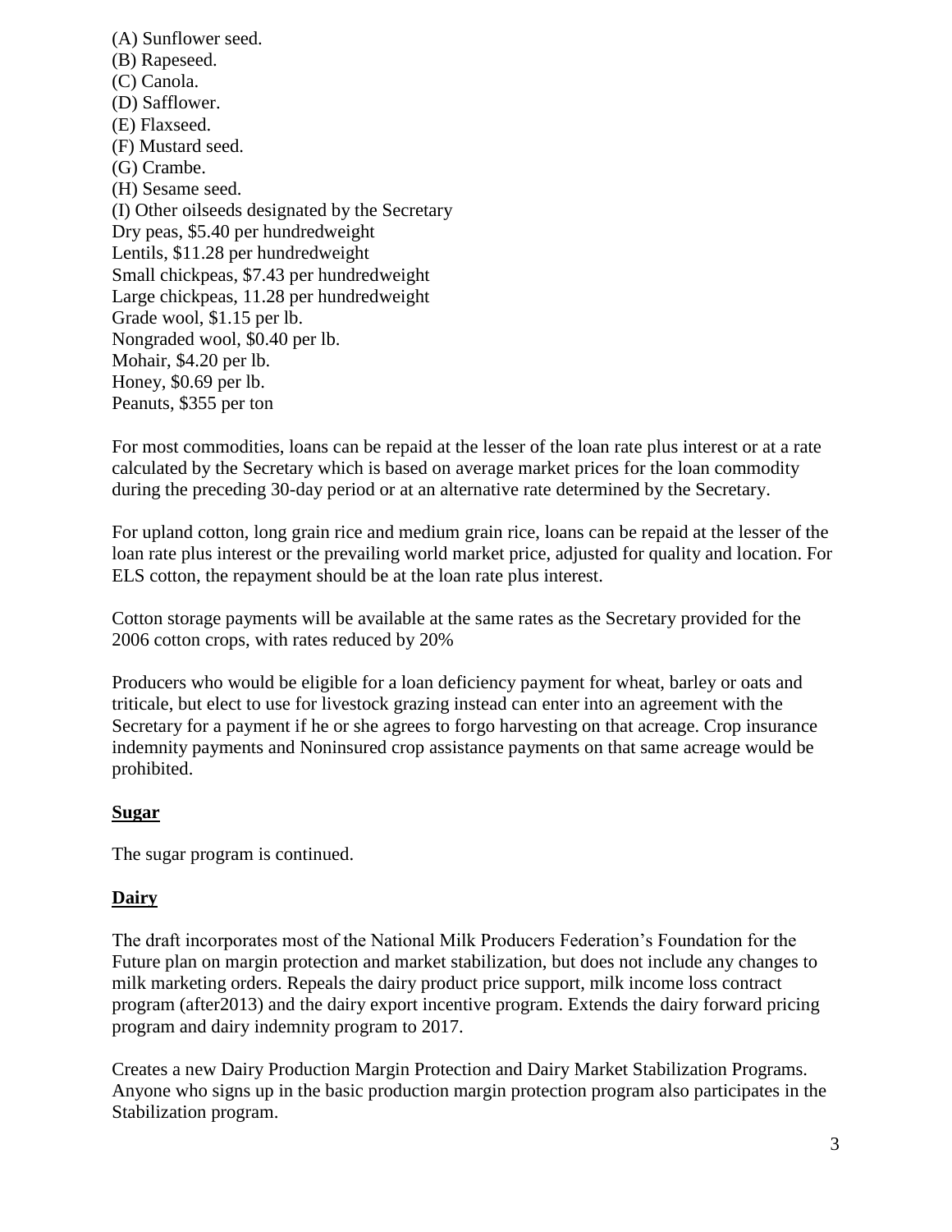(A) Sunflower seed.
(B) Rapeseed.
(C) Canola.
(D) Safflower.
(E) Flaxseed.
(F) Mustard seed.
(G) Crambe.
(H) Sesame seed.
(I) Other oilseeds designated by the Secretary
Dry peas, $5.40 per hundredweight
Lentils, $11.28 per hundredweight
Small chickpeas, $7.43 per hundredweight
Large chickpeas, 11.28 per hundredweight
Grade wool, $1.15 per lb.
Nongraded wool, $0.40 per lb.
Mohair, $4.20 per lb.
Honey, $0.69 per lb.
Peanuts, $355 per ton

For most commodities, loans can be repaid at the lesser of the loan rate plus interest or at a rate calculated by the Secretary which is based on average market prices for the loan commodity during the preceding 30-day period or at an alternative rate determined by the Secretary.

For upland cotton, long grain rice and medium grain rice, loans can be repaid at the lesser of the loan rate plus interest or the prevailing world market price, adjusted for quality and location. For ELS cotton, the repayment should be at the loan rate plus interest.

Cotton storage payments will be available at the same rates as the Secretary provided for the 2006 cotton crops, with rates reduced by 20%

Producers who would be eligible for a loan deficiency payment for wheat, barley or oats and triticale, but elect to use for livestock grazing instead can enter into an agreement with the Secretary for a payment if he or she agrees to forgo harvesting on that acreage. Crop insurance indemnity payments and Noninsured crop assistance payments on that same acreage would be prohibited.

**Sugar**

The sugar program is continued.

**Dairy**

The draft incorporates most of the National Milk Producers Federation's Foundation for the Future plan on margin protection and market stabilization, but does not include any changes to milk marketing orders. Repeals the dairy product price support, milk income loss contract program (after2013) and the dairy export incentive program. Extends the dairy forward pricing program and dairy indemnity program to 2017.

Creates a new Dairy Production Margin Protection and Dairy Market Stabilization Programs. Anyone who signs up in the basic production margin protection program also participates in the Stabilization program.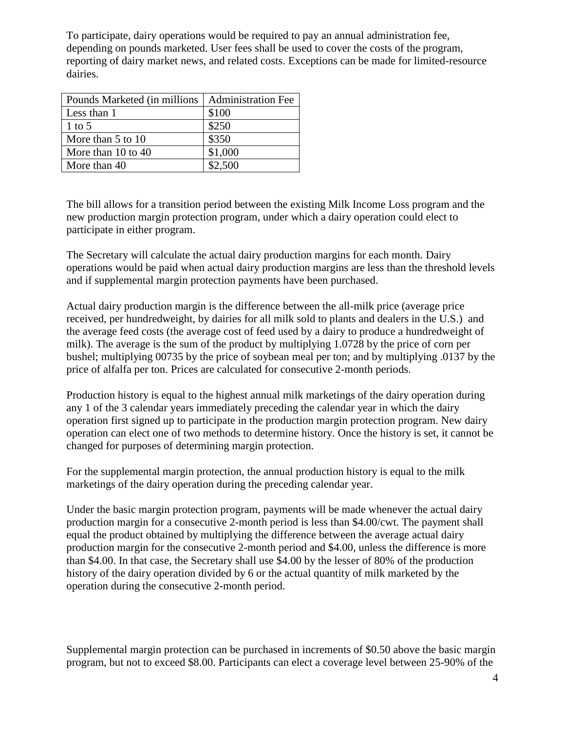To participate, dairy operations would be required to pay an annual administration fee, depending on pounds marketed. User fees shall be used to cover the costs of the program, reporting of dairy market news, and related costs. Exceptions can be made for limited-resource dairies.

| Pounds Marketed (in millions | Administration Fee |
|---|---|
| Less than 1 | $100 |
| 1 to 5 | $250 |
| More than 5 to 10 | $350 |
| More than 10 to 40 | $1,000 |
| More than 40 | $2,500 |

The bill allows for a transition period between the existing Milk Income Loss program and the new production margin protection program, under which a dairy operation could elect to participate in either program.

The Secretary will calculate the actual dairy production margins for each month. Dairy operations would be paid when actual dairy production margins are less than the threshold levels and if supplemental margin protection payments have been purchased.

Actual dairy production margin is the difference between the all-milk price (average price received, per hundredweight, by dairies for all milk sold to plants and dealers in the U.S.) and the average feed costs (the average cost of feed used by a dairy to produce a hundredweight of milk). The average is the sum of the product by multiplying 1.0728 by the price of corn per bushel; multiplying 00735 by the price of soybean meal per ton; and by multiplying .0137 by the price of alfalfa per ton. Prices are calculated for consecutive 2-month periods.

Production history is equal to the highest annual milk marketings of the dairy operation during any 1 of the 3 calendar years immediately preceding the calendar year in which the dairy operation first signed up to participate in the production margin protection program. New dairy operation can elect one of two methods to determine history. Once the history is set, it cannot be changed for purposes of determining margin protection.

For the supplemental margin protection, the annual production history is equal to the milk marketings of the dairy operation during the preceding calendar year.

Under the basic margin protection program, payments will be made whenever the actual dairy production margin for a consecutive 2-month period is less than $4.00/cwt. The payment shall equal the product obtained by multiplying the difference between the average actual dairy production margin for the consecutive 2-month period and $4.00, unless the difference is more than $4.00. In that case, the Secretary shall use $4.00 by the lesser of 80% of the production history of the dairy operation divided by 6 or the actual quantity of milk marketed by the operation during the consecutive 2-month period.

Supplemental margin protection can be purchased in increments of $0.50 above the basic margin program, but not to exceed $8.00. Participants can elect a coverage level between 25-90% of the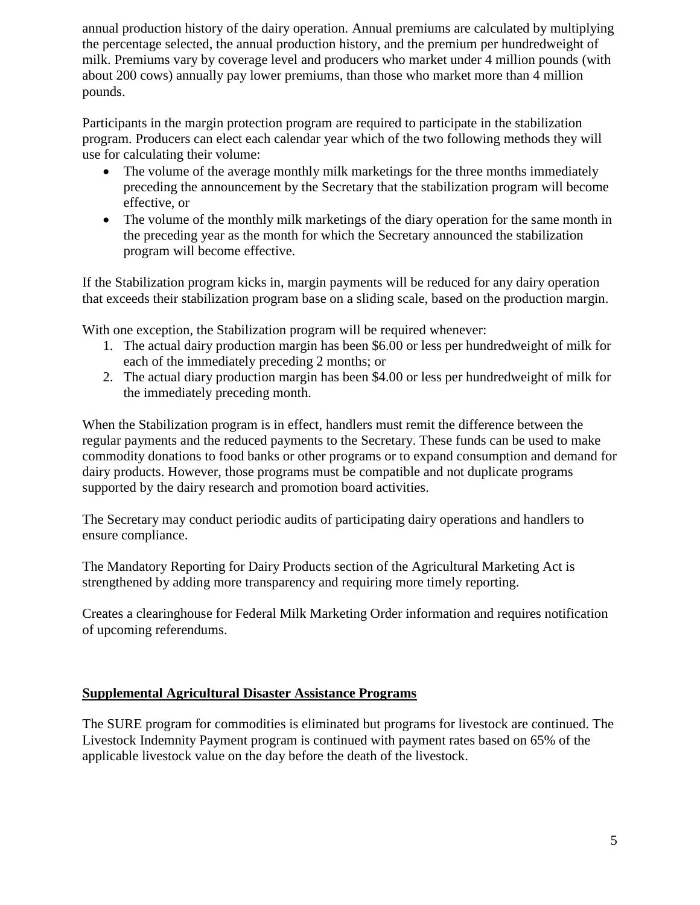annual production history of the dairy operation. Annual premiums are calculated by multiplying the percentage selected, the annual production history, and the premium per hundredweight of milk. Premiums vary by coverage level and producers who market under 4 million pounds (with about 200 cows) annually pay lower premiums, than those who market more than 4 million pounds.

Participants in the margin protection program are required to participate in the stabilization program. Producers can elect each calendar year which of the two following methods they will use for calculating their volume:

- The volume of the average monthly milk marketings for the three months immediately preceding the announcement by the Secretary that the stabilization program will become effective, or
- The volume of the monthly milk marketings of the diary operation for the same month in the preceding year as the month for which the Secretary announced the stabilization program will become effective.

If the Stabilization program kicks in, margin payments will be reduced for any dairy operation that exceeds their stabilization program base on a sliding scale, based on the production margin.

With one exception, the Stabilization program will be required whenever:

1. The actual dairy production margin has been $6.00 or less per hundredweight of milk for each of the immediately preceding 2 months; or
2. The actual diary production margin has been $4.00 or less per hundredweight of milk for the immediately preceding month.

When the Stabilization program is in effect, handlers must remit the difference between the regular payments and the reduced payments to the Secretary. These funds can be used to make commodity donations to food banks or other programs or to expand consumption and demand for dairy products. However, those programs must be compatible and not duplicate programs supported by the dairy research and promotion board activities.

The Secretary may conduct periodic audits of participating dairy operations and handlers to ensure compliance.

The Mandatory Reporting for Dairy Products section of the Agricultural Marketing Act is strengthened by adding more transparency and requiring more timely reporting.

Creates a clearinghouse for Federal Milk Marketing Order information and requires notification of upcoming referendums.

## Supplemental Agricultural Disaster Assistance Programs

The SURE program for commodities is eliminated but programs for livestock are continued. The Livestock Indemnity Payment program is continued with payment rates based on 65% of the applicable livestock value on the day before the death of the livestock.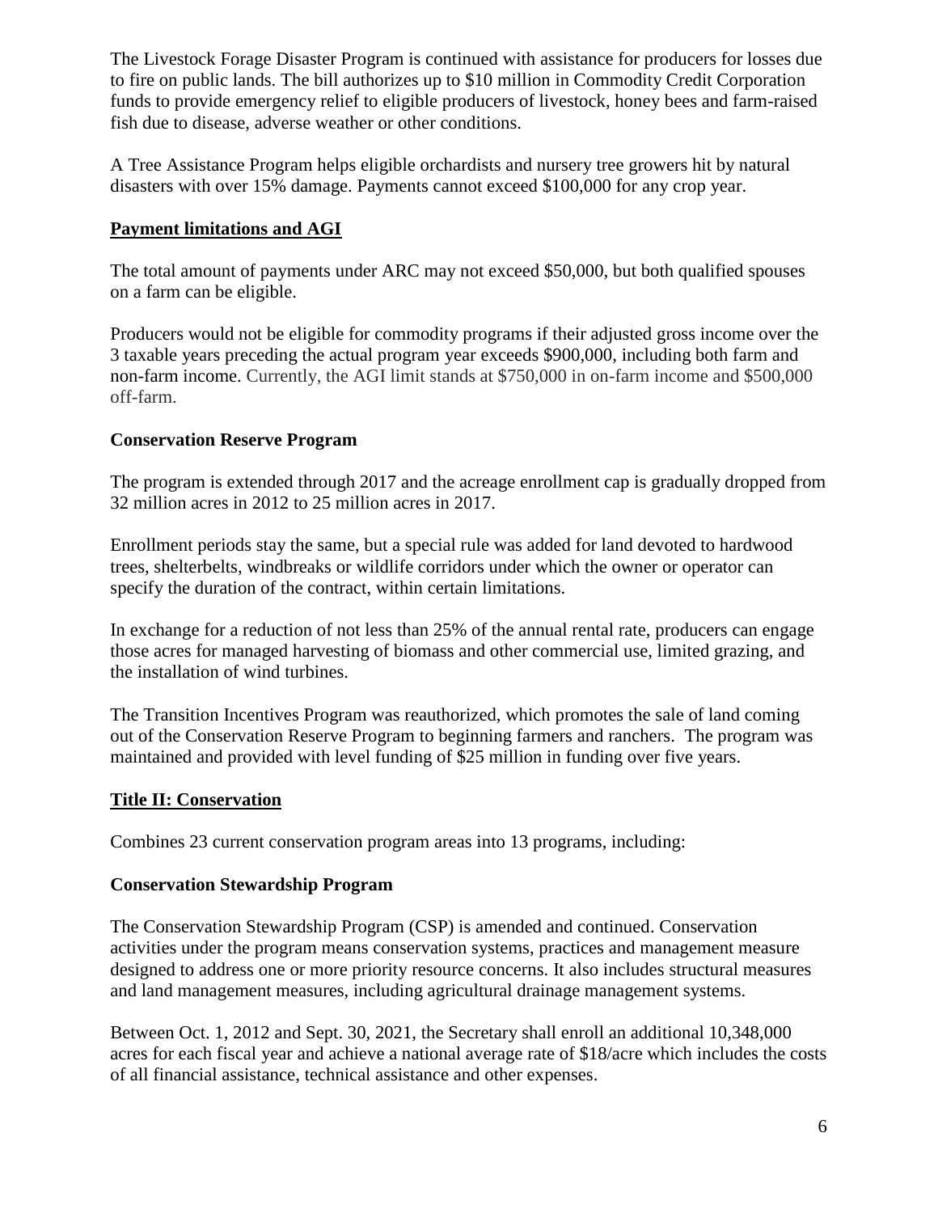The Livestock Forage Disaster Program is continued with assistance for producers for losses due to fire on public lands. The bill authorizes up to $10 million in Commodity Credit Corporation funds to provide emergency relief to eligible producers of livestock, honey bees and farm-raised fish due to disease, adverse weather or other conditions.

A Tree Assistance Program helps eligible orchardists and nursery tree growers hit by natural disasters with over 15% damage. Payments cannot exceed $100,000 for any crop year.

## Payment limitations and AGI

The total amount of payments under ARC may not exceed $50,000, but both qualified spouses on a farm can be eligible.

Producers would not be eligible for commodity programs if their adjusted gross income over the 3 taxable years preceding the actual program year exceeds $900,000, including both farm and non-farm income. Currently, the AGI limit stands at $750,000 in on-farm income and $500,000 off-farm.

### Conservation Reserve Program

The program is extended through 2017 and the acreage enrollment cap is gradually dropped from 32 million acres in 2012 to 25 million acres in 2017.

Enrollment periods stay the same, but a special rule was added for land devoted to hardwood trees, shelterbelts, windbreaks or wildlife corridors under which the owner or operator can specify the duration of the contract, within certain limitations.

In exchange for a reduction of not less than 25% of the annual rental rate, producers can engage those acres for managed harvesting of biomass and other commercial use, limited grazing, and the installation of wind turbines.

The Transition Incentives Program was reauthorized, which promotes the sale of land coming out of the Conservation Reserve Program to beginning farmers and ranchers. The program was maintained and provided with level funding of $25 million in funding over five years.

## Title II: Conservation

Combines 23 current conservation program areas into 13 programs, including:

### Conservation Stewardship Program

The Conservation Stewardship Program (CSP) is amended and continued. Conservation activities under the program means conservation systems, practices and management measure designed to address one or more priority resource concerns. It also includes structural measures and land management measures, including agricultural drainage management systems.

Between Oct. 1, 2012 and Sept. 30, 2021, the Secretary shall enroll an additional 10,348,000 acres for each fiscal year and achieve a national average rate of $18/acre which includes the costs of all financial assistance, technical assistance and other expenses.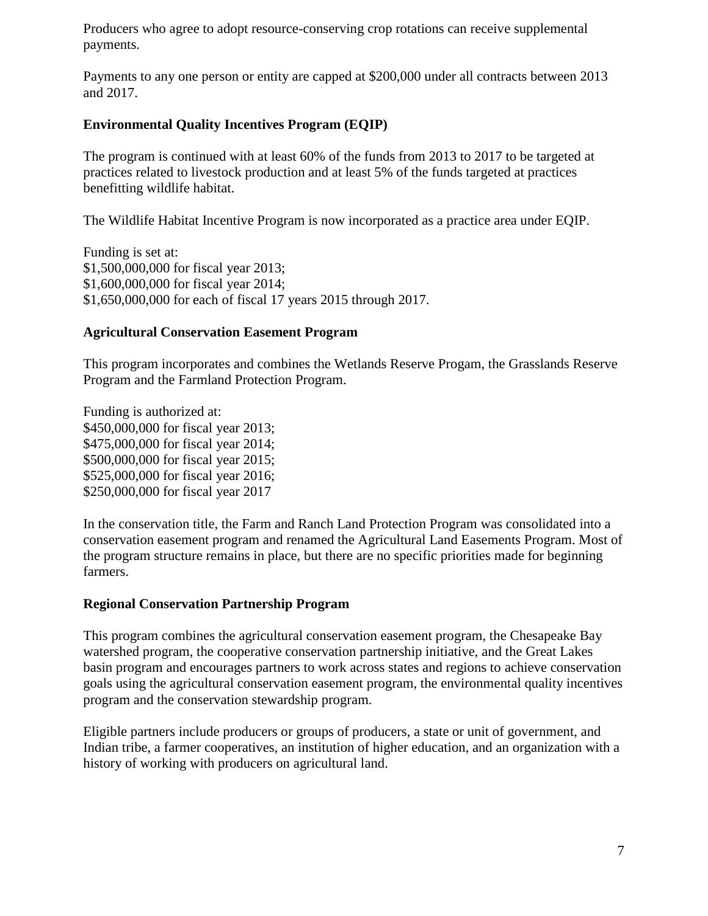Producers who agree to adopt resource-conserving crop rotations can receive supplemental payments.

Payments to any one person or entity are capped at $200,000 under all contracts between 2013 and 2017.

**Environmental Quality Incentives Program (EQIP)**

The program is continued with at least 60% of the funds from 2013 to 2017 to be targeted at practices related to livestock production and at least 5% of the funds targeted at practices benefitting wildlife habitat.

The Wildlife Habitat Incentive Program is now incorporated as a practice area under EQIP.

Funding is set at:
$1,500,000,000 for fiscal year 2013;
$1,600,000,000 for fiscal year 2014;
$1,650,000,000 for each of fiscal 17 years 2015 through 2017.

**Agricultural Conservation Easement Program**

This program incorporates and combines the Wetlands Reserve Progam, the Grasslands Reserve Program and the Farmland Protection Program.

Funding is authorized at:
$450,000,000 for fiscal year 2013;
$475,000,000 for fiscal year 2014;
$500,000,000 for fiscal year 2015;
$525,000,000 for fiscal year 2016;
$250,000,000 for fiscal year 2017

In the conservation title, the Farm and Ranch Land Protection Program was consolidated into a conservation easement program and renamed the Agricultural Land Easements Program. Most of the program structure remains in place, but there are no specific priorities made for beginning farmers.

**Regional Conservation Partnership Program**

This program combines the agricultural conservation easement program, the Chesapeake Bay watershed program, the cooperative conservation partnership initiative, and the Great Lakes basin program and encourages partners to work across states and regions to achieve conservation goals using the agricultural conservation easement program, the environmental quality incentives program and the conservation stewardship program.

Eligible partners include producers or groups of producers, a state or unit of government, and Indian tribe, a farmer cooperatives, an institution of higher education, and an organization with a history of working with producers on agricultural land.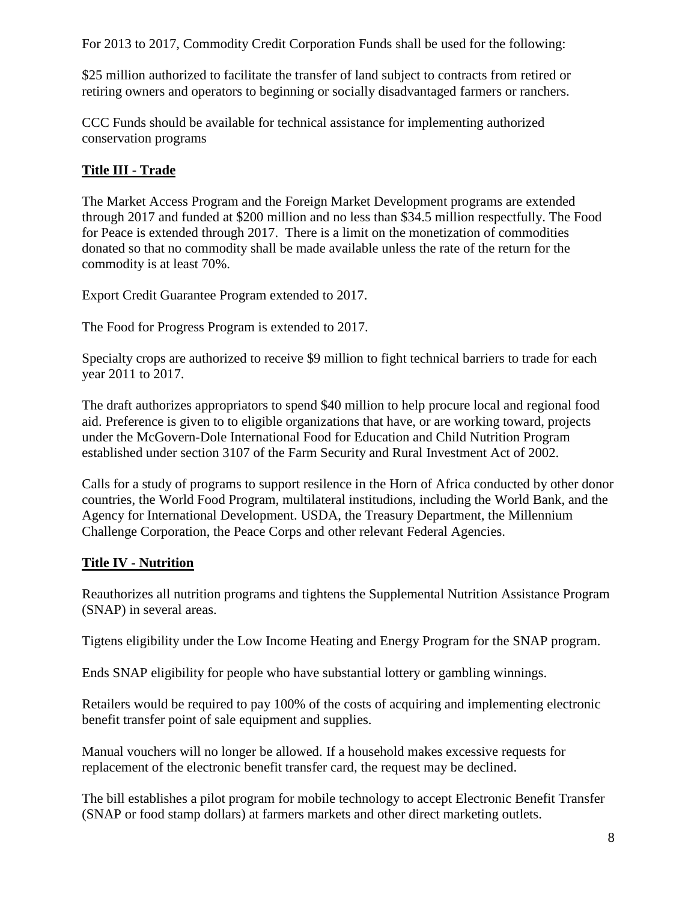For 2013 to 2017, Commodity Credit Corporation Funds shall be used for the following:

$25 million authorized to facilitate the transfer of land subject to contracts from retired or retiring owners and operators to beginning or socially disadvantaged farmers or ranchers.

CCC Funds should be available for technical assistance for implementing authorized conservation programs

## Title III - Trade

The Market Access Program and the Foreign Market Development programs are extended through 2017 and funded at $200 million and no less than $34.5 million respectfully. The Food for Peace is extended through 2017. There is a limit on the monetization of commodities donated so that no commodity shall be made available unless the rate of the return for the commodity is at least 70%.

Export Credit Guarantee Program extended to 2017.

The Food for Progress Program is extended to 2017.

Specialty crops are authorized to receive $9 million to fight technical barriers to trade for each year 2011 to 2017.

The draft authorizes appropriators to spend $40 million to help procure local and regional food aid. Preference is given to to eligible organizations that have, or are working toward, projects under the McGovern-Dole International Food for Education and Child Nutrition Program established under section 3107 of the Farm Security and Rural Investment Act of 2002.

Calls for a study of programs to support resilence in the Horn of Africa conducted by other donor countries, the World Food Program, multilateral institudions, including the World Bank, and the Agency for International Development. USDA, the Treasury Department, the Millennium Challenge Corporation, the Peace Corps and other relevant Federal Agencies.

## Title IV - Nutrition

Reauthorizes all nutrition programs and tightens the Supplemental Nutrition Assistance Program (SNAP) in several areas.

Tigtens eligibility under the Low Income Heating and Energy Program for the SNAP program.

Ends SNAP eligibility for people who have substantial lottery or gambling winnings.

Retailers would be required to pay 100% of the costs of acquiring and implementing electronic benefit transfer point of sale equipment and supplies.

Manual vouchers will no longer be allowed. If a household makes excessive requests for replacement of the electronic benefit transfer card, the request may be declined.

The bill establishes a pilot program for mobile technology to accept Electronic Benefit Transfer (SNAP or food stamp dollars) at farmers markets and other direct marketing outlets.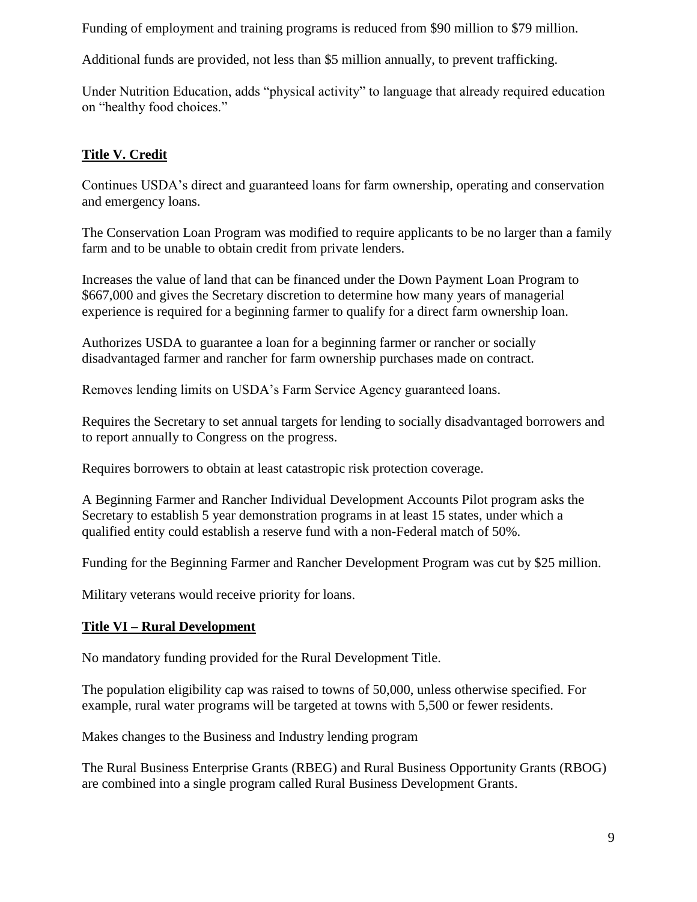Funding of employment and training programs is reduced from $90 million to $79 million.

Additional funds are provided, not less than $5 million annually, to prevent trafficking.

Under Nutrition Education, adds "physical activity" to language that already required education on "healthy food choices."

## Title V. Credit

Continues USDA's direct and guaranteed loans for farm ownership, operating and conservation and emergency loans.

The Conservation Loan Program was modified to require applicants to be no larger than a family farm and to be unable to obtain credit from private lenders.

Increases the value of land that can be financed under the Down Payment Loan Program to $667,000 and gives the Secretary discretion to determine how many years of managerial experience is required for a beginning farmer to qualify for a direct farm ownership loan.

Authorizes USDA to guarantee a loan for a beginning farmer or rancher or socially disadvantaged farmer and rancher for farm ownership purchases made on contract.

Removes lending limits on USDA's Farm Service Agency guaranteed loans.

Requires the Secretary to set annual targets for lending to socially disadvantaged borrowers and to report annually to Congress on the progress.

Requires borrowers to obtain at least catastropic risk protection coverage.

A Beginning Farmer and Rancher Individual Development Accounts Pilot program asks the Secretary to establish 5 year demonstration programs in at least 15 states, under which a qualified entity could establish a reserve fund with a non-Federal match of 50%.

Funding for the Beginning Farmer and Rancher Development Program was cut by $25 million.

Military veterans would receive priority for loans.

## Title VI – Rural Development

No mandatory funding provided for the Rural Development Title.

The population eligibility cap was raised to towns of 50,000, unless otherwise specified. For example, rural water programs will be targeted at towns with 5,500 or fewer residents.

Makes changes to the Business and Industry lending program

The Rural Business Enterprise Grants (RBEG) and Rural Business Opportunity Grants (RBOG) are combined into a single program called Rural Business Development Grants.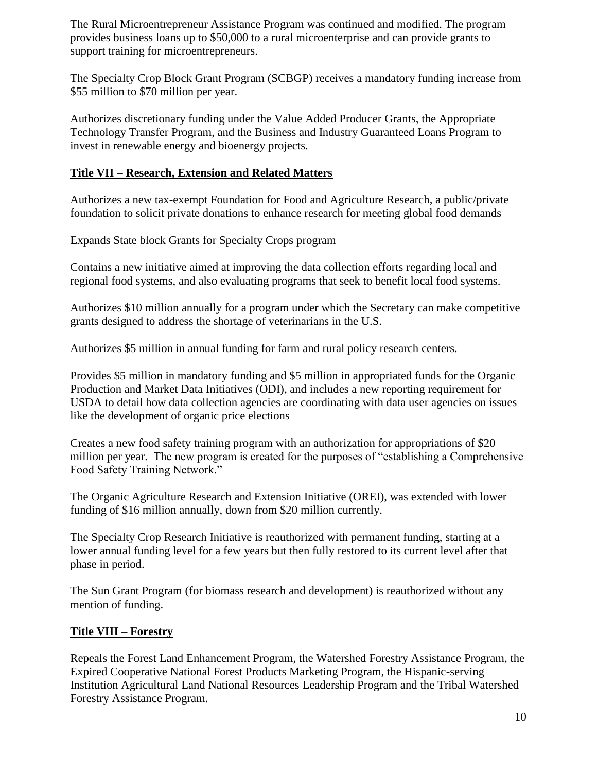The Rural Microentrepreneur Assistance Program was continued and modified. The program provides business loans up to $50,000 to a rural microenterprise and can provide grants to support training for microentrepreneurs.

The Specialty Crop Block Grant Program (SCBGP) receives a mandatory funding increase from $55 million to $70 million per year.

Authorizes discretionary funding under the Value Added Producer Grants, the Appropriate Technology Transfer Program, and the Business and Industry Guaranteed Loans Program to invest in renewable energy and bioenergy projects.

## **Title VII – Research, Extension and Related Matters**

Authorizes a new tax-exempt Foundation for Food and Agriculture Research, a public/private foundation to solicit private donations to enhance research for meeting global food demands

Expands State block Grants for Specialty Crops program

Contains a new initiative aimed at improving the data collection efforts regarding local and regional food systems, and also evaluating programs that seek to benefit local food systems.

Authorizes $10 million annually for a program under which the Secretary can make competitive grants designed to address the shortage of veterinarians in the U.S.

Authorizes $5 million in annual funding for farm and rural policy research centers.

Provides $5 million in mandatory funding and $5 million in appropriated funds for the Organic Production and Market Data Initiatives (ODI), and includes a new reporting requirement for USDA to detail how data collection agencies are coordinating with data user agencies on issues like the development of organic price elections

Creates a new food safety training program with an authorization for appropriations of $20 million per year. The new program is created for the purposes of "establishing a Comprehensive Food Safety Training Network."

The Organic Agriculture Research and Extension Initiative (OREI), was extended with lower funding of $16 million annually, down from $20 million currently.

The Specialty Crop Research Initiative is reauthorized with permanent funding, starting at a lower annual funding level for a few years but then fully restored to its current level after that phase in period.

The Sun Grant Program (for biomass research and development) is reauthorized without any mention of funding.

## **Title VIII – Forestry**

Repeals the Forest Land Enhancement Program, the Watershed Forestry Assistance Program, the Expired Cooperative National Forest Products Marketing Program, the Hispanic-serving Institution Agricultural Land National Resources Leadership Program and the Tribal Watershed Forestry Assistance Program.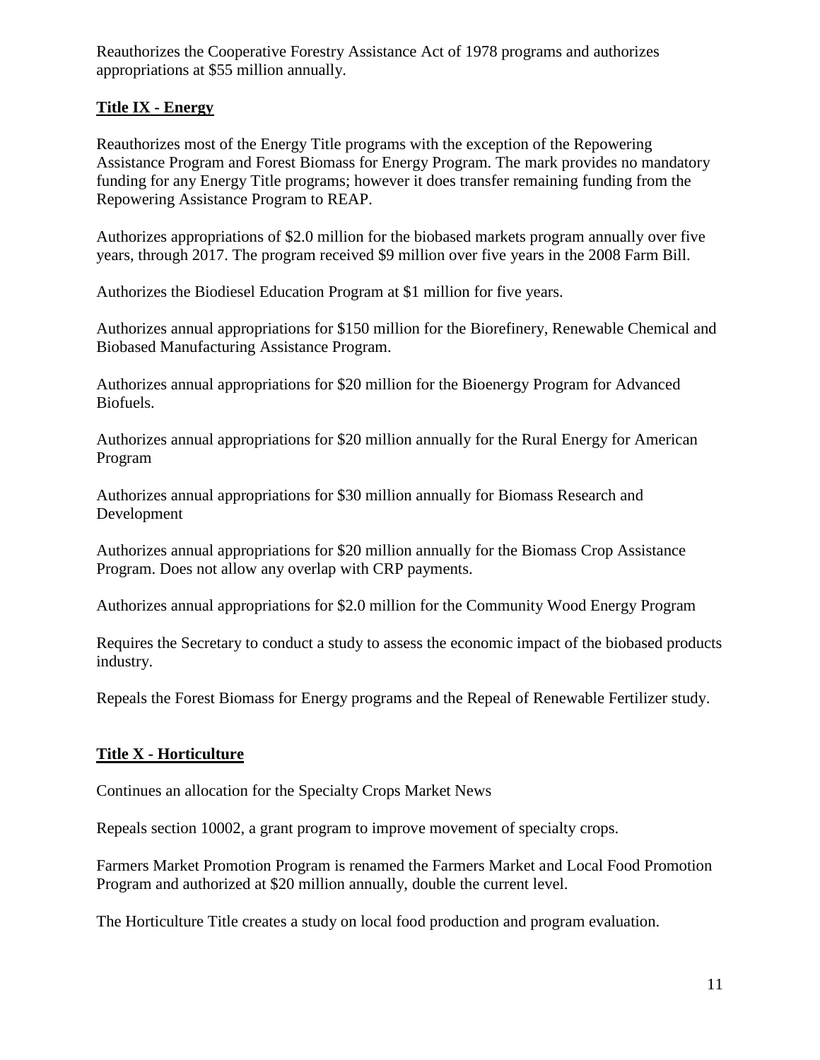Reauthorizes the Cooperative Forestry Assistance Act of 1978 programs and authorizes appropriations at $55 million annually.

## Title IX - Energy

Reauthorizes most of the Energy Title programs with the exception of the Repowering Assistance Program and Forest Biomass for Energy Program. The mark provides no mandatory funding for any Energy Title programs; however it does transfer remaining funding from the Repowering Assistance Program to REAP.

Authorizes appropriations of $2.0 million for the biobased markets program annually over five years, through 2017. The program received $9 million over five years in the 2008 Farm Bill.

Authorizes the Biodiesel Education Program at $1 million for five years.

Authorizes annual appropriations for $150 million for the Biorefinery, Renewable Chemical and Biobased Manufacturing Assistance Program.

Authorizes annual appropriations for $20 million for the Bioenergy Program for Advanced Biofuels.

Authorizes annual appropriations for $20 million annually for the Rural Energy for American Program

Authorizes annual appropriations for $30 million annually for Biomass Research and Development

Authorizes annual appropriations for $20 million annually for the Biomass Crop Assistance Program. Does not allow any overlap with CRP payments.

Authorizes annual appropriations for $2.0 million for the Community Wood Energy Program

Requires the Secretary to conduct a study to assess the economic impact of the biobased products industry.

Repeals the Forest Biomass for Energy programs and the Repeal of Renewable Fertilizer study.

## Title X - Horticulture

Continues an allocation for the Specialty Crops Market News

Repeals section 10002, a grant program to improve movement of specialty crops.

Farmers Market Promotion Program is renamed the Farmers Market and Local Food Promotion Program and authorized at $20 million annually, double the current level.

The Horticulture Title creates a study on local food production and program evaluation.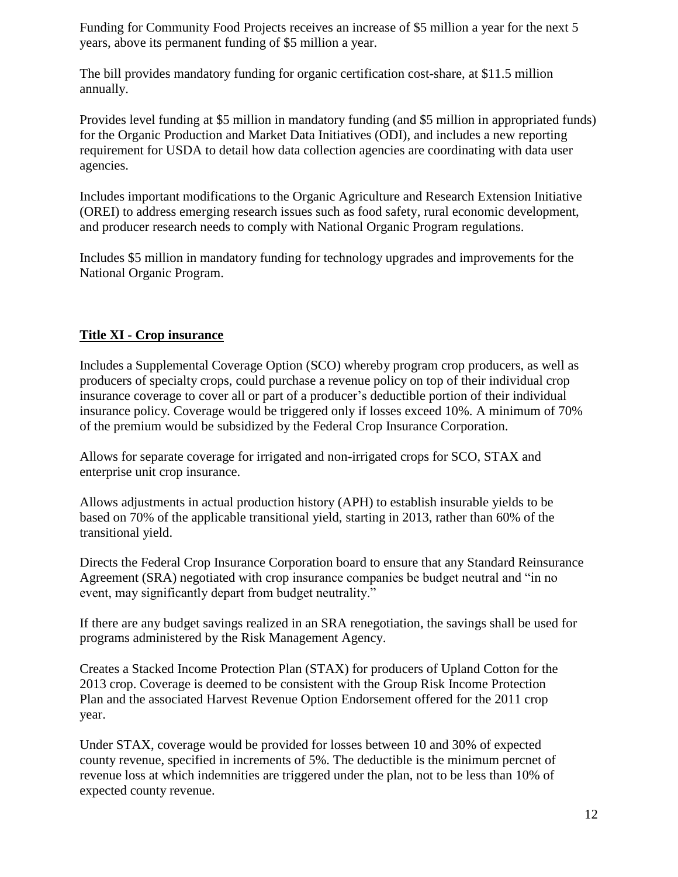Funding for Community Food Projects receives an increase of $5 million a year for the next 5 years, above its permanent funding of $5 million a year.

The bill provides mandatory funding for organic certification cost-share, at $11.5 million annually.

Provides level funding at $5 million in mandatory funding (and $5 million in appropriated funds) for the Organic Production and Market Data Initiatives (ODI), and includes a new reporting requirement for USDA to detail how data collection agencies are coordinating with data user agencies.

Includes important modifications to the Organic Agriculture and Research Extension Initiative (OREI) to address emerging research issues such as food safety, rural economic development, and producer research needs to comply with National Organic Program regulations.

Includes $5 million in mandatory funding for technology upgrades and improvements for the National Organic Program.

## **Title XI - Crop insurance**

Includes a Supplemental Coverage Option (SCO) whereby program crop producers, as well as producers of specialty crops, could purchase a revenue policy on top of their individual crop insurance coverage to cover all or part of a producer's deductible portion of their individual insurance policy. Coverage would be triggered only if losses exceed 10%. A minimum of 70% of the premium would be subsidized by the Federal Crop Insurance Corporation.

Allows for separate coverage for irrigated and non-irrigated crops for SCO, STAX and enterprise unit crop insurance.

Allows adjustments in actual production history (APH) to establish insurable yields to be based on 70% of the applicable transitional yield, starting in 2013, rather than 60% of the transitional yield.

Directs the Federal Crop Insurance Corporation board to ensure that any Standard Reinsurance Agreement (SRA) negotiated with crop insurance companies be budget neutral and "in no event, may significantly depart from budget neutrality."

If there are any budget savings realized in an SRA renegotiation, the savings shall be used for programs administered by the Risk Management Agency.

Creates a Stacked Income Protection Plan (STAX) for producers of Upland Cotton for the 2013 crop. Coverage is deemed to be consistent with the Group Risk Income Protection Plan and the associated Harvest Revenue Option Endorsement offered for the 2011 crop year.

Under STAX, coverage would be provided for losses between 10 and 30% of expected county revenue, specified in increments of 5%. The deductible is the minimum percnet of revenue loss at which indemnities are triggered under the plan, not to be less than 10% of expected county revenue.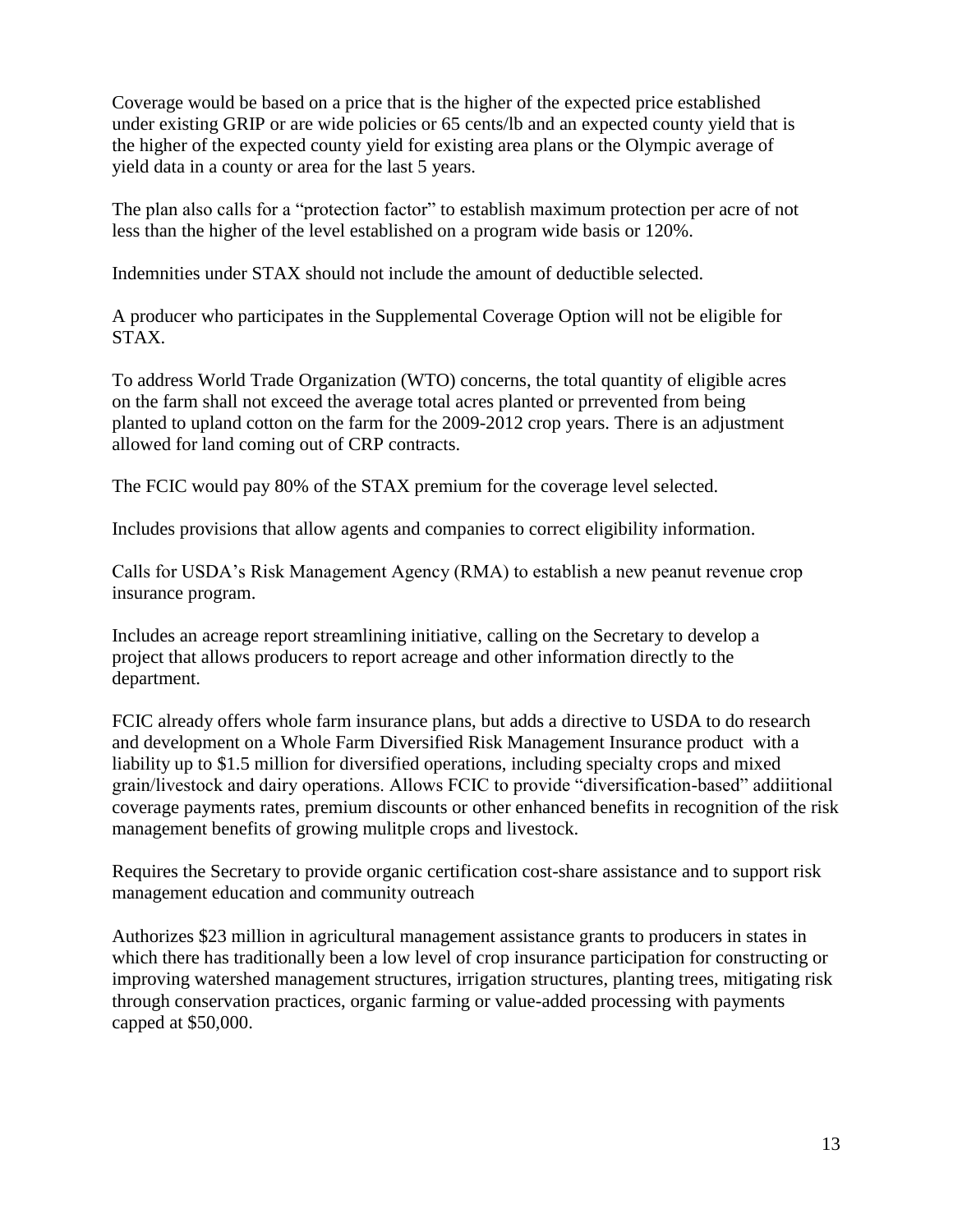Coverage would be based on a price that is the higher of the expected price established under existing GRIP or are wide policies or 65 cents/lb and an expected county yield that is the higher of the expected county yield for existing area plans or the Olympic average of yield data in a county or area for the last 5 years.

The plan also calls for a "protection factor" to establish maximum protection per acre of not less than the higher of the level established on a program wide basis or 120%.

Indemnities under STAX should not include the amount of deductible selected.

A producer who participates in the Supplemental Coverage Option will not be eligible for STAX.

To address World Trade Organization (WTO) concerns, the total quantity of eligible acres on the farm shall not exceed the average total acres planted or prrevented from being planted to upland cotton on the farm for the 2009-2012 crop years. There is an adjustment allowed for land coming out of CRP contracts.

The FCIC would pay 80% of the STAX premium for the coverage level selected.

Includes provisions that allow agents and companies to correct eligibility information.

Calls for USDA's Risk Management Agency (RMA) to establish a new peanut revenue crop insurance program.

Includes an acreage report streamlining initiative, calling on the Secretary to develop a project that allows producers to report acreage and other information directly to the department.

FCIC already offers whole farm insurance plans, but adds a directive to USDA to do research and development on a Whole Farm Diversified Risk Management Insurance product with a liability up to $1.5 million for diversified operations, including specialty crops and mixed grain/livestock and dairy operations. Allows FCIC to provide "diversification-based" addiitional coverage payments rates, premium discounts or other enhanced benefits in recognition of the risk management benefits of growing mulitple crops and livestock.

Requires the Secretary to provide organic certification cost-share assistance and to support risk management education and community outreach

Authorizes $23 million in agricultural management assistance grants to producers in states in which there has traditionally been a low level of crop insurance participation for constructing or improving watershed management structures, irrigation structures, planting trees, mitigating risk through conservation practices, organic farming or value-added processing with payments capped at $50,000.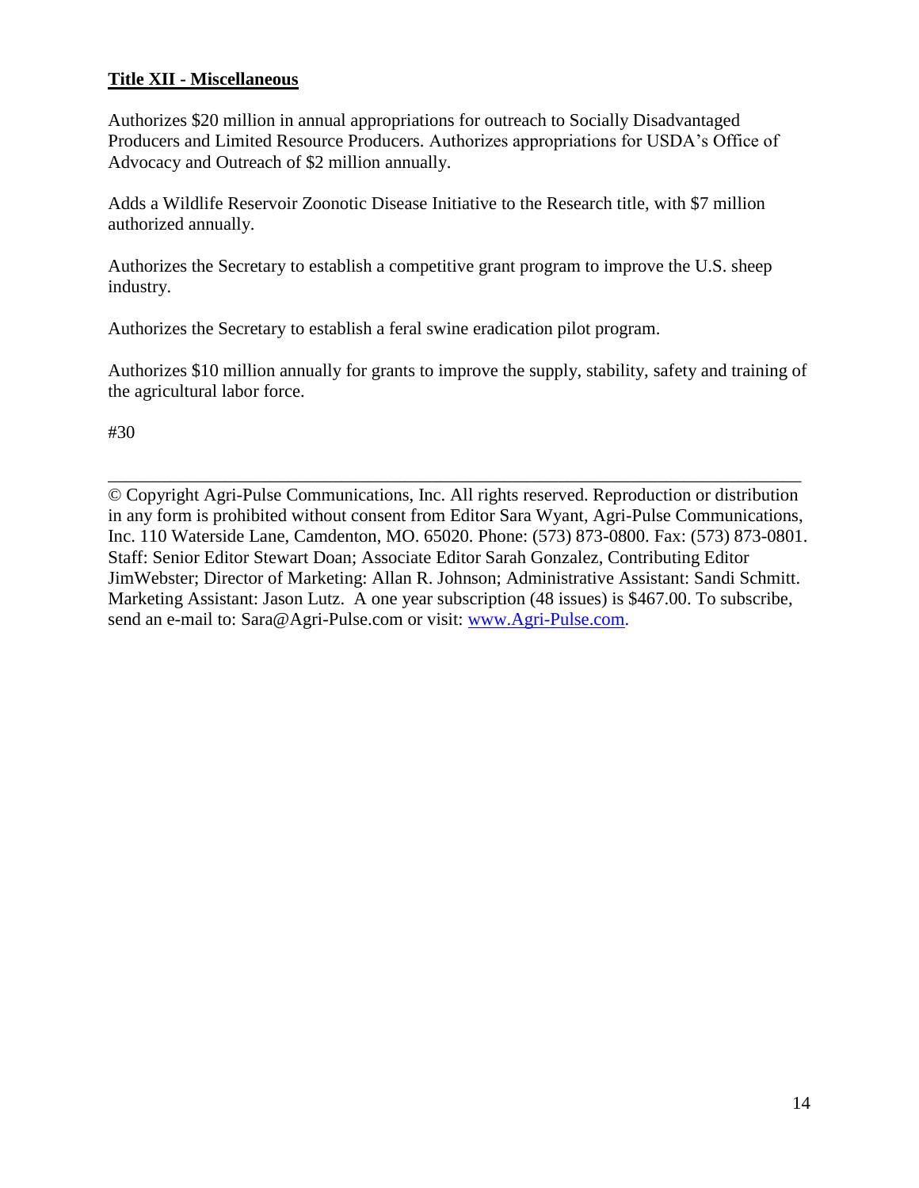**Title XII - Miscellaneous**

Authorizes $20 million in annual appropriations for outreach to Socially Disadvantaged Producers and Limited Resource Producers. Authorizes appropriations for USDA's Office of Advocacy and Outreach of $2 million annually.

Adds a Wildlife Reservoir Zoonotic Disease Initiative to the Research title, with $7 million authorized annually.

Authorizes the Secretary to establish a competitive grant program to improve the U.S. sheep industry.

Authorizes the Secretary to establish a feral swine eradication pilot program.

Authorizes $10 million annually for grants to improve the supply, stability, safety and training of the agricultural labor force.

#30

---

© Copyright Agri-Pulse Communications, Inc. All rights reserved. Reproduction or distribution in any form is prohibited without consent from Editor Sara Wyant, Agri-Pulse Communications, Inc. 110 Waterside Lane, Camdenton, MO. 65020. Phone: (573) 873-0800. Fax: (573) 873-0801. Staff: Senior Editor Stewart Doan; Associate Editor Sarah Gonzalez, Contributing Editor JimWebster; Director of Marketing: Allan R. Johnson; Administrative Assistant: Sandi Schmitt. Marketing Assistant: Jason Lutz. A one year subscription (48 issues) is $467.00. To subscribe, send an e-mail to: Sara@Agri-Pulse.com or visit: www.Agri-Pulse.com.